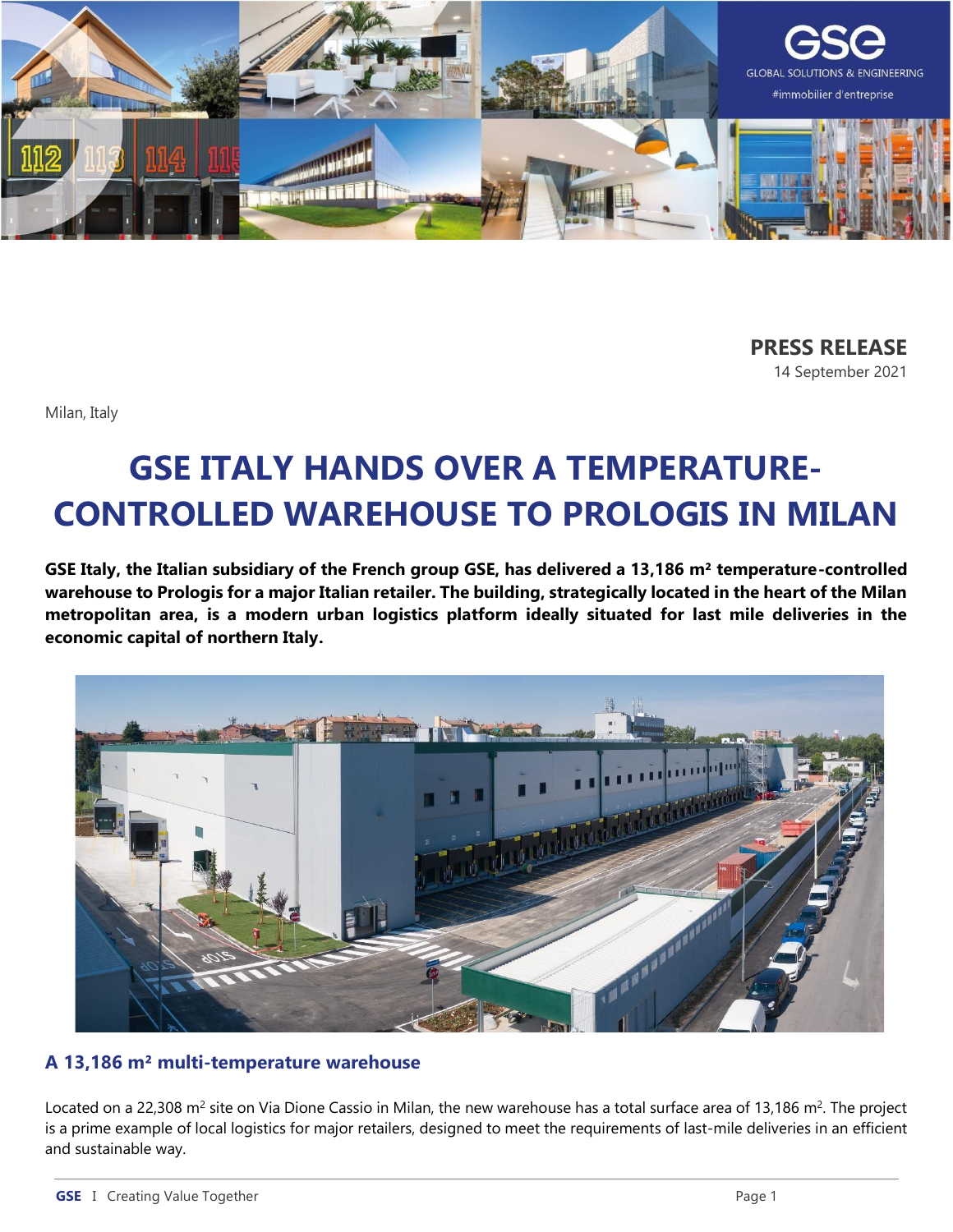**PRESS RELEASE**
14 September 2021

Milan, Italy

# GSE ITALY HANDS OVER A TEMPERATURE-CONTROLLED WAREHOUSE TO PROLOGIS IN MILAN

**GSE Italy, the Italian subsidiary of the French group GSE, has delivered a 13,186 m² temperature-controlled warehouse to Prologis for a major Italian retailer. The building, strategically located in the heart of the Milan metropolitan area, is a modern urban logistics platform ideally situated for last mile deliveries in the economic capital of northern Italy.**

## A 13,186 m² multi-temperature warehouse

Located on a 22,308 m² site on Via Dione Cassio in Milan, the new warehouse has a total surface area of 13,186 m². The project is a prime example of local logistics for major retailers, designed to meet the requirements of last-mile deliveries in an efficient and sustainable way.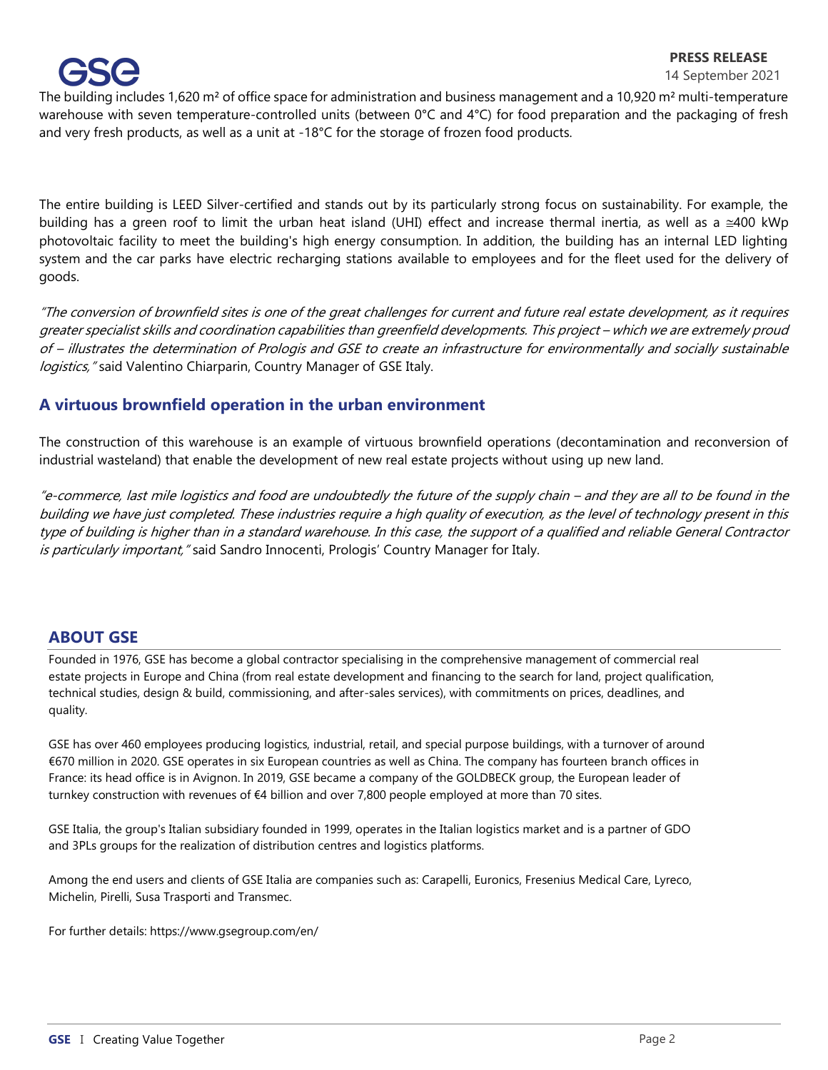The building includes 1,620 m² of office space for administration and business management and a 10,920 m² multi-temperature warehouse with seven temperature-controlled units (between 0°C and 4°C) for food preparation and the packaging of fresh and very fresh products, as well as a unit at -18°C for the storage of frozen food products.

The entire building is LEED Silver-certified and stands out by its particularly strong focus on sustainability. For example, the building has a green roof to limit the urban heat island (UHI) effect and increase thermal inertia, as well as a ≅400 kWp photovoltaic facility to meet the building's high energy consumption. In addition, the building has an internal LED lighting system and the car parks have electric recharging stations available to employees and for the fleet used for the delivery of goods.

*"The conversion of brownfield sites is one of the great challenges for current and future real estate development, as it requires greater specialist skills and coordination capabilities than greenfield developments. This project – which we are extremely proud of – illustrates the determination of Prologis and GSE to create an infrastructure for environmentally and socially sustainable logistics,"* said Valentino Chiarparin, Country Manager of GSE Italy.

## A virtuous brownfield operation in the urban environment

The construction of this warehouse is an example of virtuous brownfield operations (decontamination and reconversion of industrial wasteland) that enable the development of new real estate projects without using up new land.

*"e-commerce, last mile logistics and food are undoubtedly the future of the supply chain – and they are all to be found in the building we have just completed. These industries require a high quality of execution, as the level of technology present in this type of building is higher than in a standard warehouse. In this case, the support of a qualified and reliable General Contractor is particularly important,"* said Sandro Innocenti, Prologis' Country Manager for Italy.

## ABOUT GSE

Founded in 1976, GSE has become a global contractor specialising in the comprehensive management of commercial real estate projects in Europe and China (from real estate development and financing to the search for land, project qualification, technical studies, design & build, commissioning, and after-sales services), with commitments on prices, deadlines, and quality.

GSE has over 460 employees producing logistics, industrial, retail, and special purpose buildings, with a turnover of around €670 million in 2020. GSE operates in six European countries as well as China. The company has fourteen branch offices in France: its head office is in Avignon. In 2019, GSE became a company of the GOLDBECK group, the European leader of turnkey construction with revenues of €4 billion and over 7,800 people employed at more than 70 sites.

GSE Italia, the group's Italian subsidiary founded in 1999, operates in the Italian logistics market and is a partner of GDO and 3PLs groups for the realization of distribution centres and logistics platforms.

Among the end users and clients of GSE Italia are companies such as: Carapelli, Euronics, Fresenius Medical Care, Lyreco, Michelin, Pirelli, Susa Trasporti and Transmec.

For further details: https://www.gsegroup.com/en/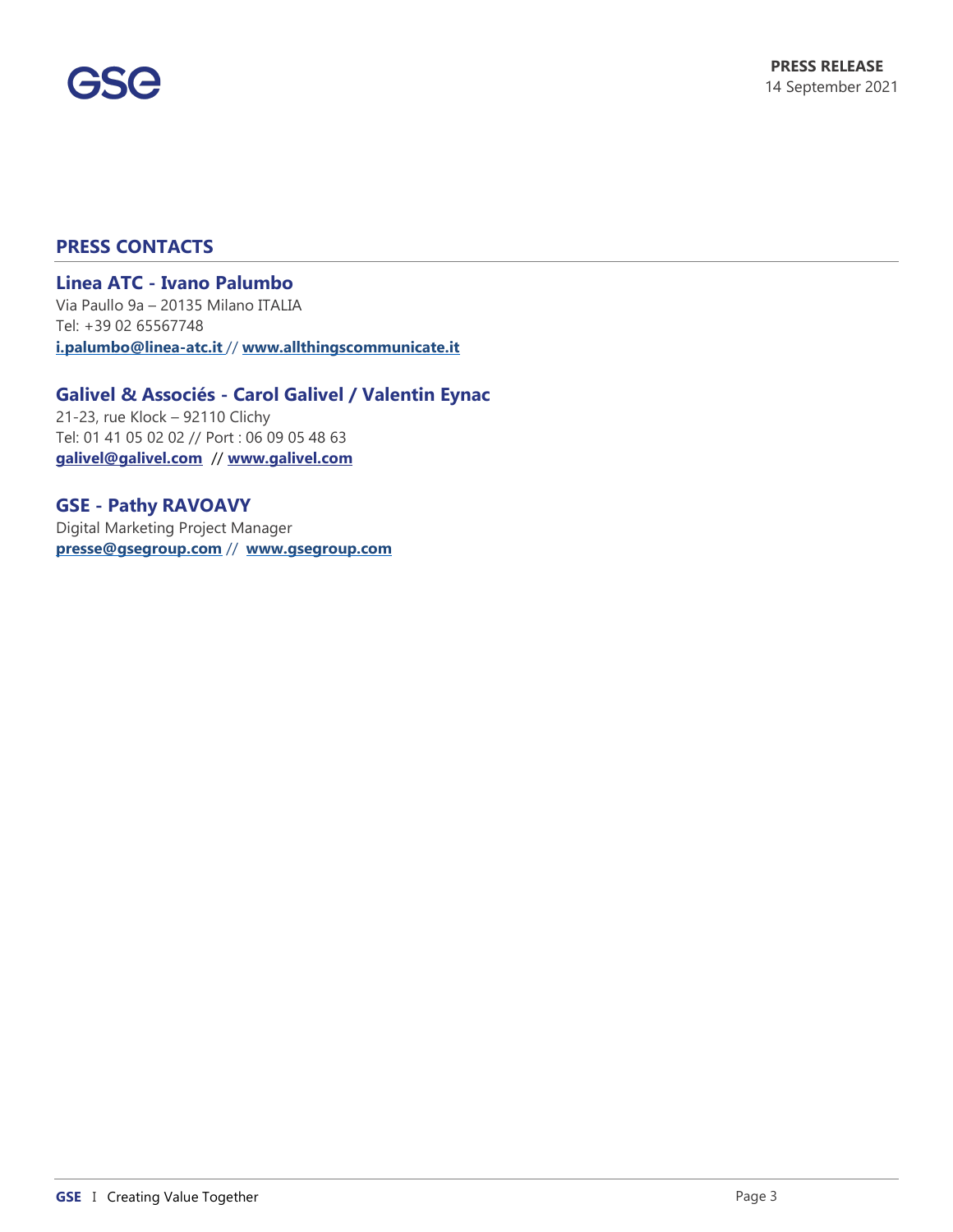## PRESS CONTACTS

### Linea ATC - Ivano Palumbo

Via Paullo 9a – 20135 Milano ITALIA
Tel: +39 02 65567748
**i.palumbo@linea-atc.it** // **www.allthingscommunicate.it**

### Galivel & Associés - Carol Galivel / Valentin Eynac

21-23, rue Klock – 92110 Clichy
Tel: 01 41 05 02 02 // Port : 06 09 05 48 63
**galivel@galivel.com** // **www.galivel.com**

### GSE - Pathy RAVOAVY

Digital Marketing Project Manager
**presse@gsegroup.com** // **www.gsegroup.com**